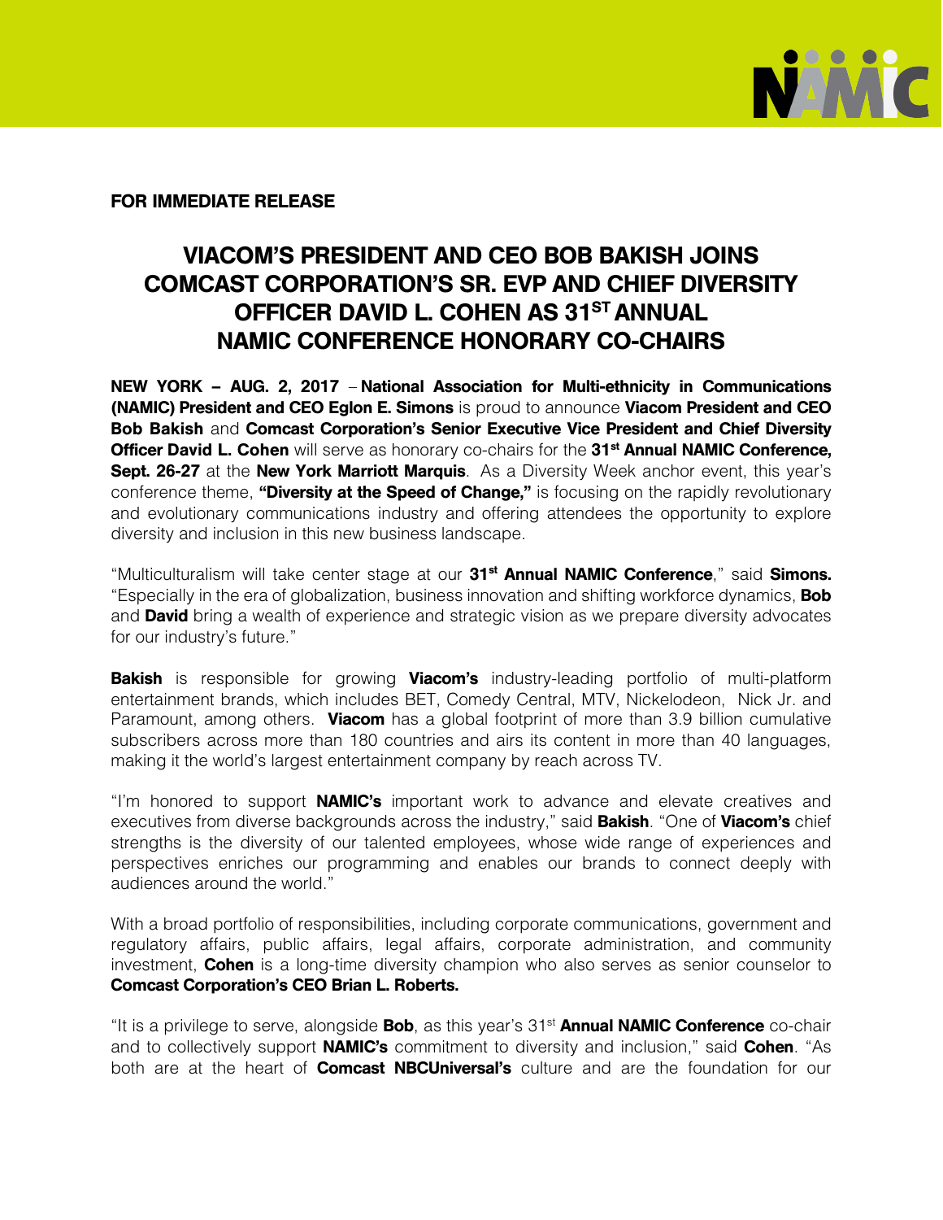**FOR IMMEDIATE RELEASE**

# VIACOM'S PRESIDENT AND CEO BOB BAKISH JOINS COMCAST CORPORATION'S SR. EVP AND CHIEF DIVERSITY OFFICER DAVID L. COHEN AS 31ST ANNUAL NAMIC CONFERENCE HONORARY CO-CHAIRS

**NEW YORK – AUG. 2, 2017** – **National Association for Multi-ethnicity in Communications (NAMIC) President and CEO Eglon E. Simons** is proud to announce **Viacom President and CEO Bob Bakish** and **Comcast Corporation's Senior Executive Vice President and Chief Diversity Officer David L. Cohen** will serve as honorary co-chairs for the **31st Annual NAMIC Conference, Sept. 26-27** at the **New York Marriott Marquis**. As a Diversity Week anchor event, this year's conference theme, **"Diversity at the Speed of Change,"** is focusing on the rapidly revolutionary and evolutionary communications industry and offering attendees the opportunity to explore diversity and inclusion in this new business landscape.

"Multiculturalism will take center stage at our **31st Annual NAMIC Conference**," said **Simons.** "Especially in the era of globalization, business innovation and shifting workforce dynamics, **Bob** and **David** bring a wealth of experience and strategic vision as we prepare diversity advocates for our industry's future."

**Bakish** is responsible for growing **Viacom's** industry-leading portfolio of multi-platform entertainment brands, which includes BET, Comedy Central, MTV, Nickelodeon, Nick Jr. and Paramount, among others. **Viacom** has a global footprint of more than 3.9 billion cumulative subscribers across more than 180 countries and airs its content in more than 40 languages, making it the world's largest entertainment company by reach across TV.

"I'm honored to support **NAMIC's** important work to advance and elevate creatives and executives from diverse backgrounds across the industry," said **Bakish**. "One of **Viacom's** chief strengths is the diversity of our talented employees, whose wide range of experiences and perspectives enriches our programming and enables our brands to connect deeply with audiences around the world."

With a broad portfolio of responsibilities, including corporate communications, government and regulatory affairs, public affairs, legal affairs, corporate administration, and community investment, **Cohen** is a long-time diversity champion who also serves as senior counselor to **Comcast Corporation's CEO Brian L. Roberts.**

"It is a privilege to serve, alongside **Bob**, as this year's 31st **Annual NAMIC Conference** co-chair and to collectively support **NAMIC's** commitment to diversity and inclusion," said **Cohen**. "As both are at the heart of **Comcast NBCUniversal's** culture and are the foundation for our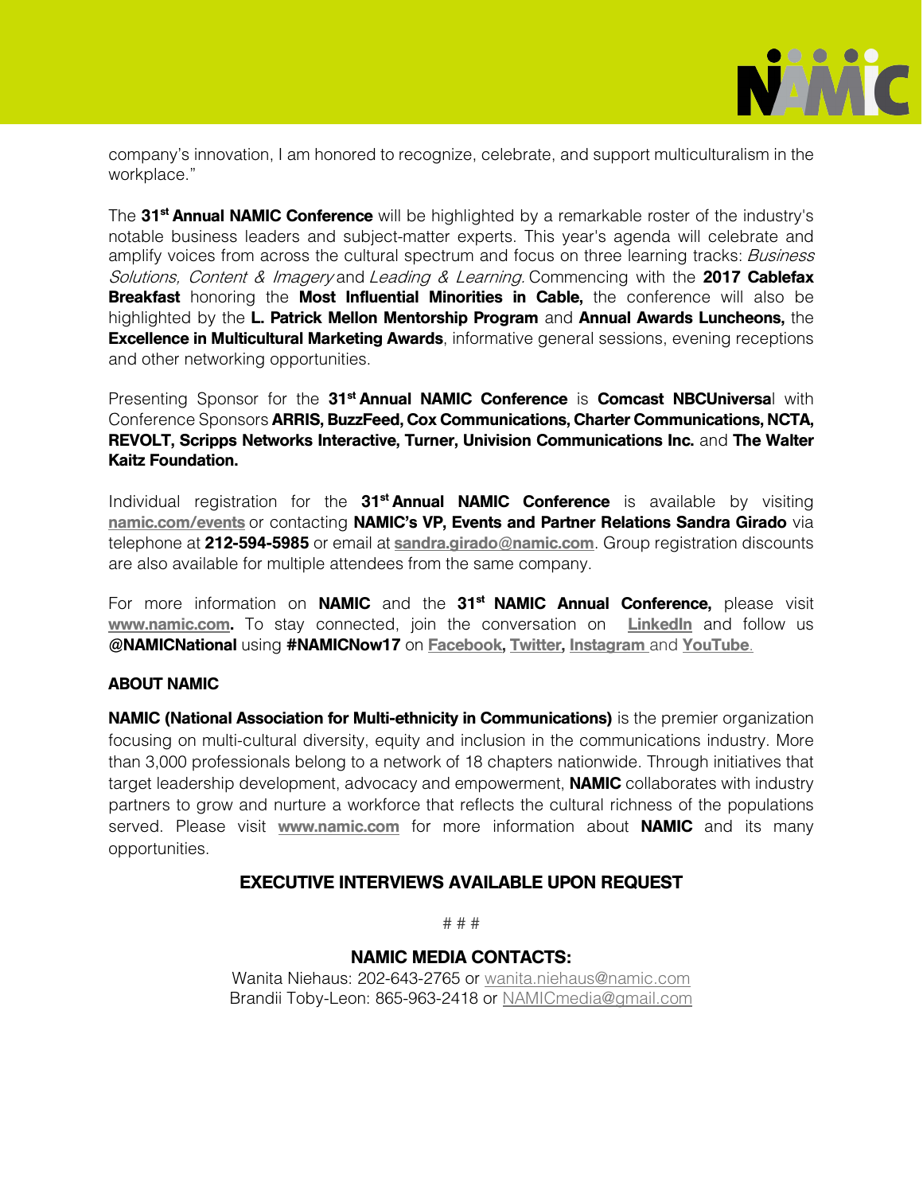company's innovation, I am honored to recognize, celebrate, and support multiculturalism in the workplace."

The **31st Annual NAMIC Conference** will be highlighted by a remarkable roster of the industry's notable business leaders and subject-matter experts. This year's agenda will celebrate and amplify voices from across the cultural spectrum and focus on three learning tracks: *Business Solutions, Content & Imagery* and *Leading & Learning.* Commencing with the **2017 Cablefax Breakfast** honoring the **Most Influential Minorities in Cable,** the conference will also be highlighted by the **L. Patrick Mellon Mentorship Program** and **Annual Awards Luncheons,** the **Excellence in Multicultural Marketing Awards**, informative general sessions, evening receptions and other networking opportunities.

Presenting Sponsor for the **31st Annual NAMIC Conference** is **Comcast NBCUniversal** with Conference Sponsors **ARRIS, BuzzFeed, Cox Communications, Charter Communications, NCTA, REVOLT, Scripps Networks Interactive, Turner, Univision Communications Inc.** and **The Walter Kaitz Foundation.**

Individual registration for the **31st Annual NAMIC Conference** is available by visiting **namic.com/events** or contacting **NAMIC's VP, Events and Partner Relations Sandra Girado** via telephone at **212-594-5985** or email at **sandra.girado@namic.com**. Group registration discounts are also available for multiple attendees from the same company.

For more information on **NAMIC** and the **31st NAMIC Annual Conference,** please visit **www.namic.com.** To stay connected, join the conversation on **LinkedIn** and follow us **@NAMICNational** using **#NAMICNow17** on **Facebook, Twitter, Instagram** and **YouTube.**

**ABOUT NAMIC**

**NAMIC (National Association for Multi-ethnicity in Communications)** is the premier organization focusing on multi-cultural diversity, equity and inclusion in the communications industry. More than 3,000 professionals belong to a network of 18 chapters nationwide. Through initiatives that target leadership development, advocacy and empowerment, **NAMIC** collaborates with industry partners to grow and nurture a workforce that reflects the cultural richness of the populations served. Please visit **www.namic.com** for more information about **NAMIC** and its many opportunities.

**EXECUTIVE INTERVIEWS AVAILABLE UPON REQUEST**

# # #

**NAMIC MEDIA CONTACTS:**

Wanita Niehaus: 202-643-2765 or wanita.niehaus@namic.com
Brandii Toby-Leon: 865-963-2418 or NAMICmedia@gmail.com